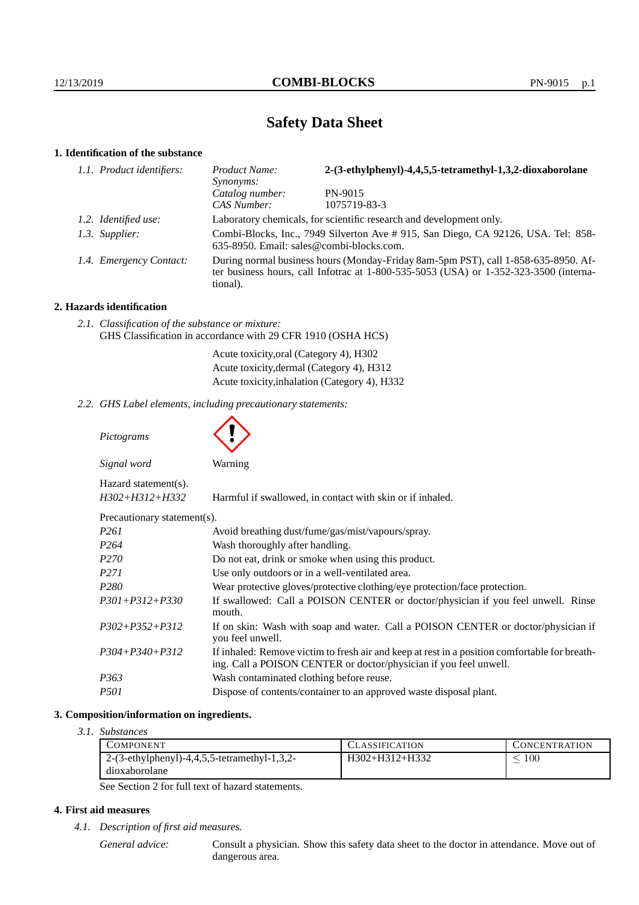# Safety Data Sheet

## 1. Identification of the substance

| | | |
|---|---|---|
| *1.1. Product identifiers:* | *Product Name:* | **2-(3-ethylphenyl)-4,4,5,5-tetramethyl-1,3,2-dioxaborolane** |
| | *Synonyms:* | |
| | *Catalog number:* | PN-9015 |
| | *CAS Number:* | 1075719-83-3 |
| *1.2. Identified use:* | Laboratory chemicals, for scientific research and development only. | |
| *1.3. Supplier:* | Combi-Blocks, Inc., 7949 Silverton Ave # 915, San Diego, CA 92126, USA. Tel: 858-635-8950. Email: sales@combi-blocks.com. | |
| *1.4. Emergency Contact:* | During normal business hours (Monday-Friday 8am-5pm PST), call 1-858-635-8950. After business hours, call Infotrac at 1-800-535-5053 (USA) or 1-352-323-3500 (international). | |

## 2. Hazards identification

*2.1. Classification of the substance or mixture:*
GHS Classification in accordance with 29 CFR 1910 (OSHA HCS)

Acute toxicity,oral (Category 4), H302
Acute toxicity,dermal (Category 4), H312
Acute toxicity,inhalation (Category 4), H332

*2.2. GHS Label elements, including precautionary statements:*

*Pictograms*

*Signal word* Warning

Hazard statement(s).

| | |
|---|---|
| *H302+H312+H332* | Harmful if swallowed, in contact with skin or if inhaled. |

Precautionary statement(s).

| | |
|---|---|
| *P261* | Avoid breathing dust/fume/gas/mist/vapours/spray. |
| *P264* | Wash thoroughly after handling. |
| *P270* | Do not eat, drink or smoke when using this product. |
| *P271* | Use only outdoors or in a well-ventilated area. |
| *P280* | Wear protective gloves/protective clothing/eye protection/face protection. |
| *P301+P312+P330* | If swallowed: Call a POISON CENTER or doctor/physician if you feel unwell. Rinse mouth. |
| *P302+P352+P312* | If on skin: Wash with soap and water. Call a POISON CENTER or doctor/physician if you feel unwell. |
| *P304+P340+P312* | If inhaled: Remove victim to fresh air and keep at rest in a position comfortable for breathing. Call a POISON CENTER or doctor/physician if you feel unwell. |
| *P363* | Wash contaminated clothing before reuse. |
| *P501* | Dispose of contents/container to an approved waste disposal plant. |

## 3. Composition/information on ingredients.

*3.1. Substances*

| Component | Classification | Concentration |
|---|---|---|
| 2-(3-ethylphenyl)-4,4,5,5-tetramethyl-1,3,2-dioxaborolane | H302+H312+H332 | $\leq 100$ |

See Section 2 for full text of hazard statements.

## 4. First aid measures

*4.1. Description of first aid measures.*

*General advice:* Consult a physician. Show this safety data sheet to the doctor in attendance. Move out of dangerous area.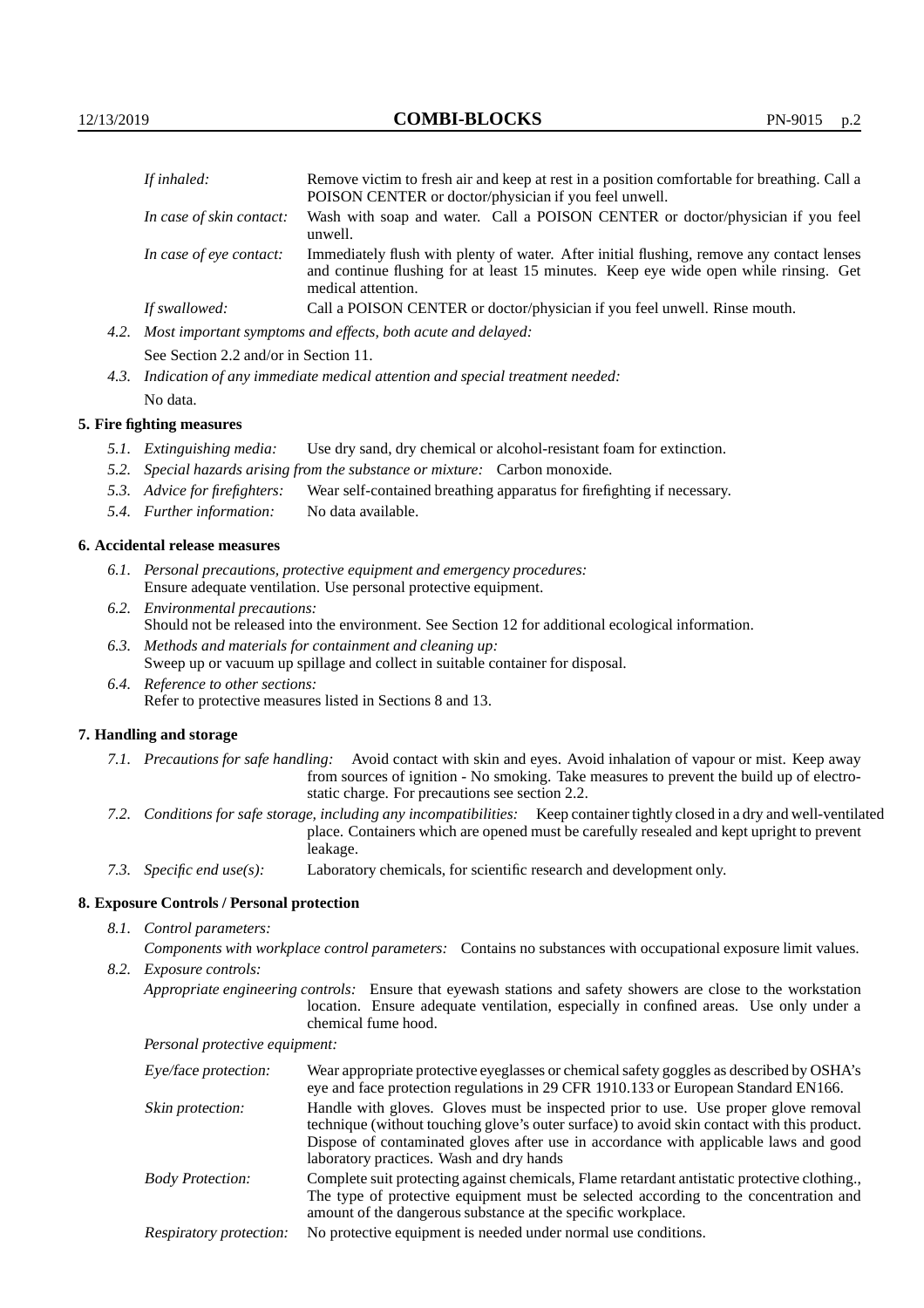| | |
|---|---|
| *If inhaled:* | Remove victim to fresh air and keep at rest in a position comfortable for breathing. Call a POISON CENTER or doctor/physician if you feel unwell. |
| *In case of skin contact:* | Wash with soap and water. Call a POISON CENTER or doctor/physician if you feel unwell. |
| *In case of eye contact:* | Immediately flush with plenty of water. After initial flushing, remove any contact lenses and continue flushing for at least 15 minutes. Keep eye wide open while rinsing. Get medical attention. |
| *If swallowed:* | Call a POISON CENTER or doctor/physician if you feel unwell. Rinse mouth. |

*4.2. Most important symptoms and effects, both acute and delayed:*
See Section 2.2 and/or in Section 11.

*4.3. Indication of any immediate medical attention and special treatment needed:*
No data.

## 5. Fire fighting measures

*5.1. Extinguishing media:* Use dry sand, dry chemical or alcohol-resistant foam for extinction.

*5.2. Special hazards arising from the substance or mixture:* Carbon monoxide.

*5.3. Advice for firefighters:* Wear self-contained breathing apparatus for firefighting if necessary.

*5.4. Further information:* No data available.

## 6. Accidental release measures

*6.1. Personal precautions, protective equipment and emergency procedures:*
Ensure adequate ventilation. Use personal protective equipment.

*6.2. Environmental precautions:*
Should not be released into the environment. See Section 12 for additional ecological information.

*6.3. Methods and materials for containment and cleaning up:*
Sweep up or vacuum up spillage and collect in suitable container for disposal.

*6.4. Reference to other sections:*
Refer to protective measures listed in Sections 8 and 13.

## 7. Handling and storage

*7.1. Precautions for safe handling:* Avoid contact with skin and eyes. Avoid inhalation of vapour or mist. Keep away from sources of ignition - No smoking. Take measures to prevent the build up of electrostatic charge. For precautions see section 2.2.

*7.2. Conditions for safe storage, including any incompatibilities:* Keep container tightly closed in a dry and well-ventilated place. Containers which are opened must be carefully resealed and kept upright to prevent leakage.

*7.3. Specific end use(s):* Laboratory chemicals, for scientific research and development only.

## 8. Exposure Controls / Personal protection

*8.1. Control parameters:*

*Components with workplace control parameters:* Contains no substances with occupational exposure limit values.

*8.2. Exposure controls:*

*Appropriate engineering controls:* Ensure that eyewash stations and safety showers are close to the workstation location. Ensure adequate ventilation, especially in confined areas. Use only under a chemical fume hood.

*Personal protective equipment:*

| | |
|---|---|
| *Eye/face protection:* | Wear appropriate protective eyeglasses or chemical safety goggles as described by OSHA's eye and face protection regulations in 29 CFR 1910.133 or European Standard EN166. |
| *Skin protection:* | Handle with gloves. Gloves must be inspected prior to use. Use proper glove removal technique (without touching glove's outer surface) to avoid skin contact with this product. Dispose of contaminated gloves after use in accordance with applicable laws and good laboratory practices. Wash and dry hands |
| *Body Protection:* | Complete suit protecting against chemicals, Flame retardant antistatic protective clothing., The type of protective equipment must be selected according to the concentration and amount of the dangerous substance at the specific workplace. |
| *Respiratory protection:* | No protective equipment is needed under normal use conditions. |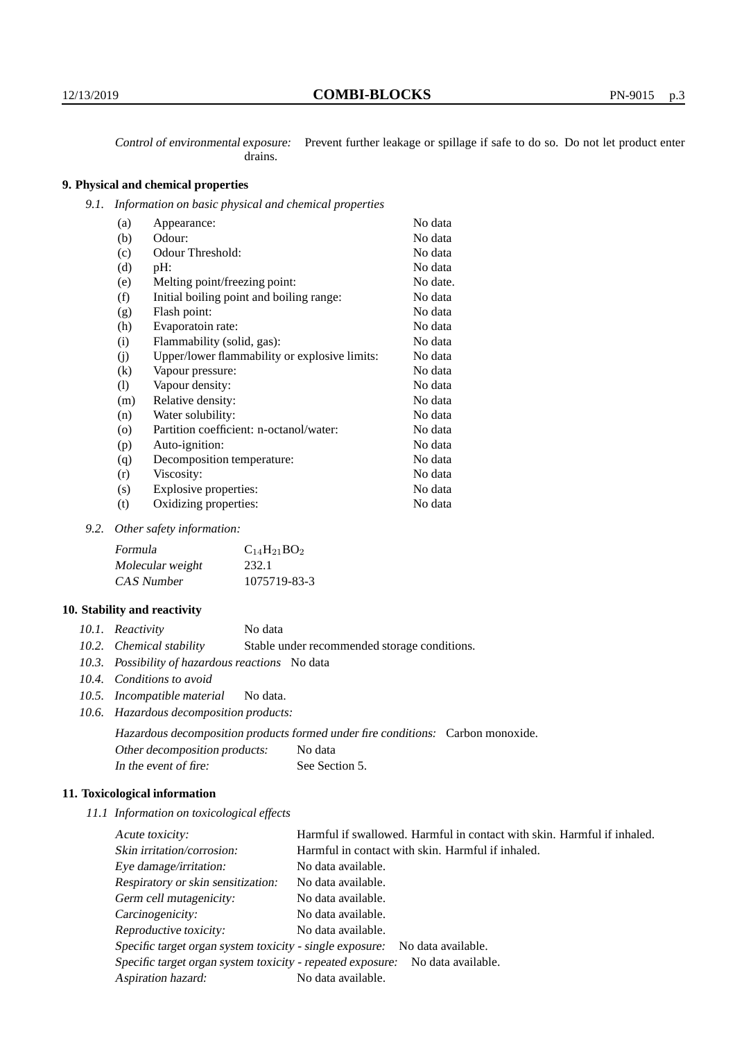*Control of environmental exposure:* Prevent further leakage or spillage if safe to do so. Do not let product enter drains.

## 9. Physical and chemical properties

*9.1. Information on basic physical and chemical properties*

| | | |
|---|---|---|
| (a) | Appearance: | No data |
| (b) | Odour: | No data |
| (c) | Odour Threshold: | No data |
| (d) | pH: | No data |
| (e) | Melting point/freezing point: | No date. |
| (f) | Initial boiling point and boiling range: | No data |
| (g) | Flash point: | No data |
| (h) | Evaporatoin rate: | No data |
| (i) | Flammability (solid, gas): | No data |
| (j) | Upper/lower flammability or explosive limits: | No data |
| (k) | Vapour pressure: | No data |
| (l) | Vapour density: | No data |
| (m) | Relative density: | No data |
| (n) | Water solubility: | No data |
| (o) | Partition coefficient: n-octanol/water: | No data |
| (p) | Auto-ignition: | No data |
| (q) | Decomposition temperature: | No data |
| (r) | Viscosity: | No data |
| (s) | Explosive properties: | No data |
| (t) | Oxidizing properties: | No data |

*9.2. Other safety information:*

| | |
|---|---|
| *Formula* | $C_{14}H_{21}BO_2$ |
| *Molecular weight* | 232.1 |
| *CAS Number* | 1075719-83-3 |

## 10. Stability and reactivity

*10.1. Reactivity* No data

*10.2. Chemical stability* Stable under recommended storage conditions.

*10.3. Possibility of hazardous reactions* No data

*10.4. Conditions to avoid*

*10.5. Incompatible material* No data.

*10.6. Hazardous decomposition products:*

*Hazardous decomposition products formed under fire conditions:* Carbon monoxide.

*Other decomposition products:* No data

*In the event of fire:* See Section 5.

## 11. Toxicological information

*11.1 Information on toxicological effects*

| | |
|---|---|
| *Acute toxicity:* | Harmful if swallowed. Harmful in contact with skin. Harmful if inhaled. |
| *Skin irritation/corrosion:* | Harmful in contact with skin. Harmful if inhaled. |
| *Eye damage/irritation:* | No data available. |
| *Respiratory or skin sensitization:* | No data available. |
| *Germ cell mutagenicity:* | No data available. |
| *Carcinogenicity:* | No data available. |
| *Reproductive toxicity:* | No data available. |
| *Specific target organ system toxicity - single exposure:* | No data available. |
| *Specific target organ system toxicity - repeated exposure:* | No data available. |
| *Aspiration hazard:* | No data available. |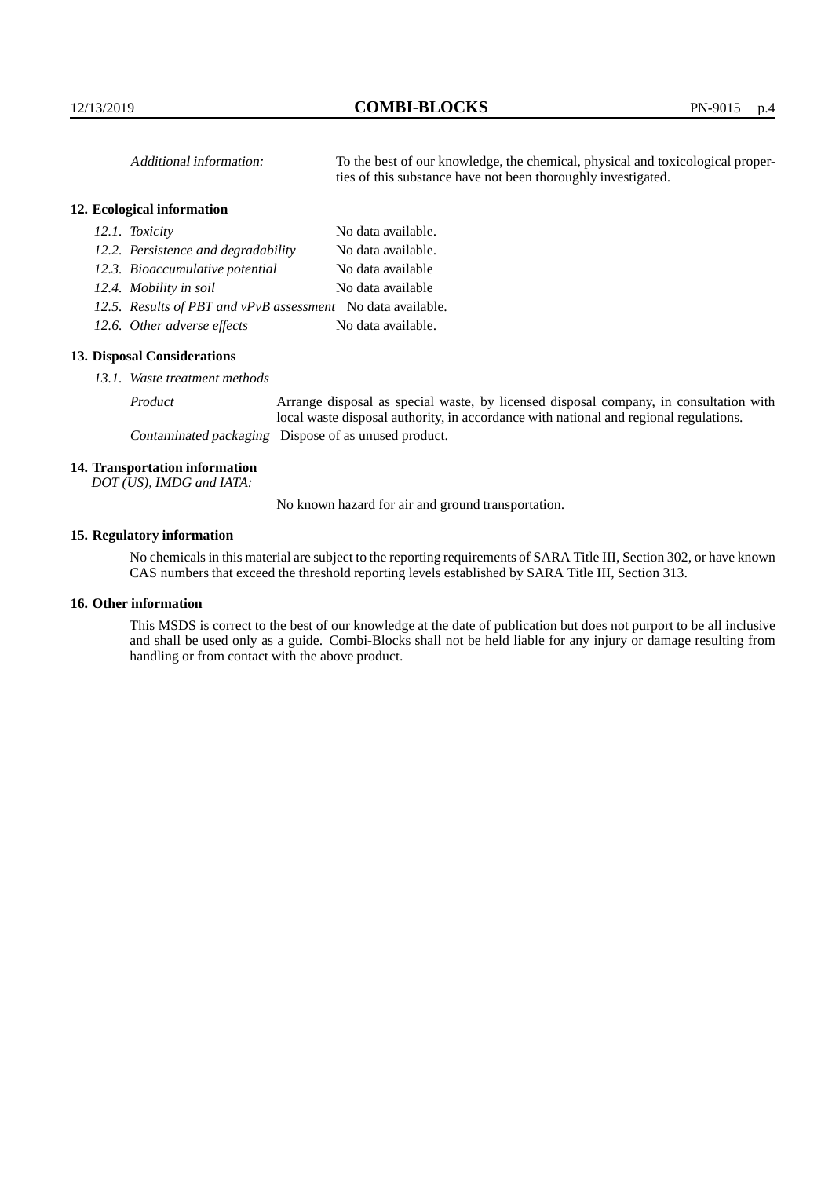*Additional information:* To the best of our knowledge, the chemical, physical and toxicological properties of this substance have not been thoroughly investigated.

## 12. Ecological information

| | |
|---|---|
| *12.1. Toxicity* | No data available. |
| *12.2. Persistence and degradability* | No data available. |
| *12.3. Bioaccumulative potential* | No data available |
| *12.4. Mobility in soil* | No data available |
| *12.5. Results of PBT and vPvB assessment* | No data available. |
| *12.6. Other adverse effects* | No data available. |

## 13. Disposal Considerations

*13.1. Waste treatment methods*

| | |
|---|---|
| *Product* | Arrange disposal as special waste, by licensed disposal company, in consultation with local waste disposal authority, in accordance with national and regional regulations. |
| *Contaminated packaging* | Dispose of as unused product. |

## 14. Transportation information

*DOT (US), IMDG and IATA:*

No known hazard for air and ground transportation.

## 15. Regulatory information

No chemicals in this material are subject to the reporting requirements of SARA Title III, Section 302, or have known CAS numbers that exceed the threshold reporting levels established by SARA Title III, Section 313.

## 16. Other information

This MSDS is correct to the best of our knowledge at the date of publication but does not purport to be all inclusive and shall be used only as a guide. Combi-Blocks shall not be held liable for any injury or damage resulting from handling or from contact with the above product.